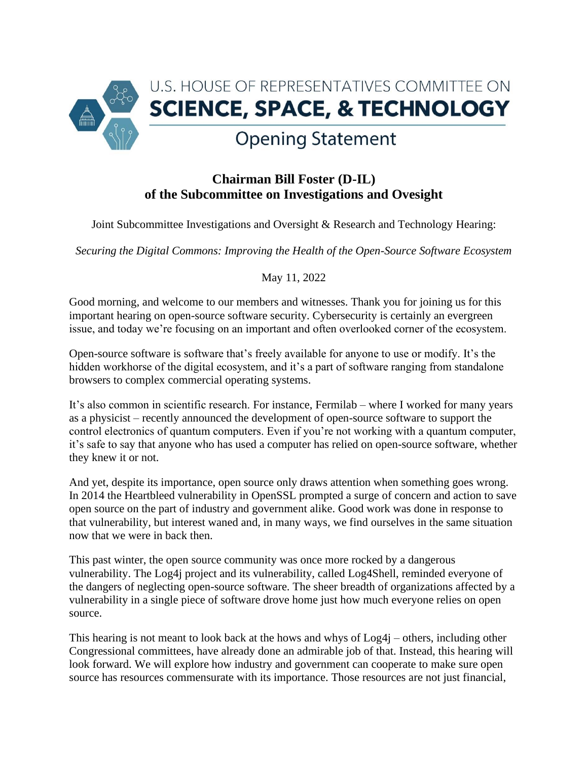U.S. HOUSE OF REPRESENTATIVES COMMITTEE ON
# SCIENCE, SPACE, & TECHNOLOGY
## Opening Statement

**Chairman Bill Foster (D-IL)**
**of the Subcommittee on Investigations and Ovesight**

Joint Subcommittee Investigations and Oversight & Research and Technology Hearing:

*Securing the Digital Commons: Improving the Health of the Open-Source Software Ecosystem*

May 11, 2022

Good morning, and welcome to our members and witnesses. Thank you for joining us for this important hearing on open-source software security. Cybersecurity is certainly an evergreen issue, and today we're focusing on an important and often overlooked corner of the ecosystem.

Open-source software is software that's freely available for anyone to use or modify. It's the hidden workhorse of the digital ecosystem, and it's a part of software ranging from standalone browsers to complex commercial operating systems.

It's also common in scientific research. For instance, Fermilab – where I worked for many years as a physicist – recently announced the development of open-source software to support the control electronics of quantum computers. Even if you're not working with a quantum computer, it's safe to say that anyone who has used a computer has relied on open-source software, whether they knew it or not.

And yet, despite its importance, open source only draws attention when something goes wrong. In 2014 the Heartbleed vulnerability in OpenSSL prompted a surge of concern and action to save open source on the part of industry and government alike. Good work was done in response to that vulnerability, but interest waned and, in many ways, we find ourselves in the same situation now that we were in back then.

This past winter, the open source community was once more rocked by a dangerous vulnerability. The Log4j project and its vulnerability, called Log4Shell, reminded everyone of the dangers of neglecting open-source software. The sheer breadth of organizations affected by a vulnerability in a single piece of software drove home just how much everyone relies on open source.

This hearing is not meant to look back at the hows and whys of Log4j – others, including other Congressional committees, have already done an admirable job of that. Instead, this hearing will look forward. We will explore how industry and government can cooperate to make sure open source has resources commensurate with its importance. Those resources are not just financial,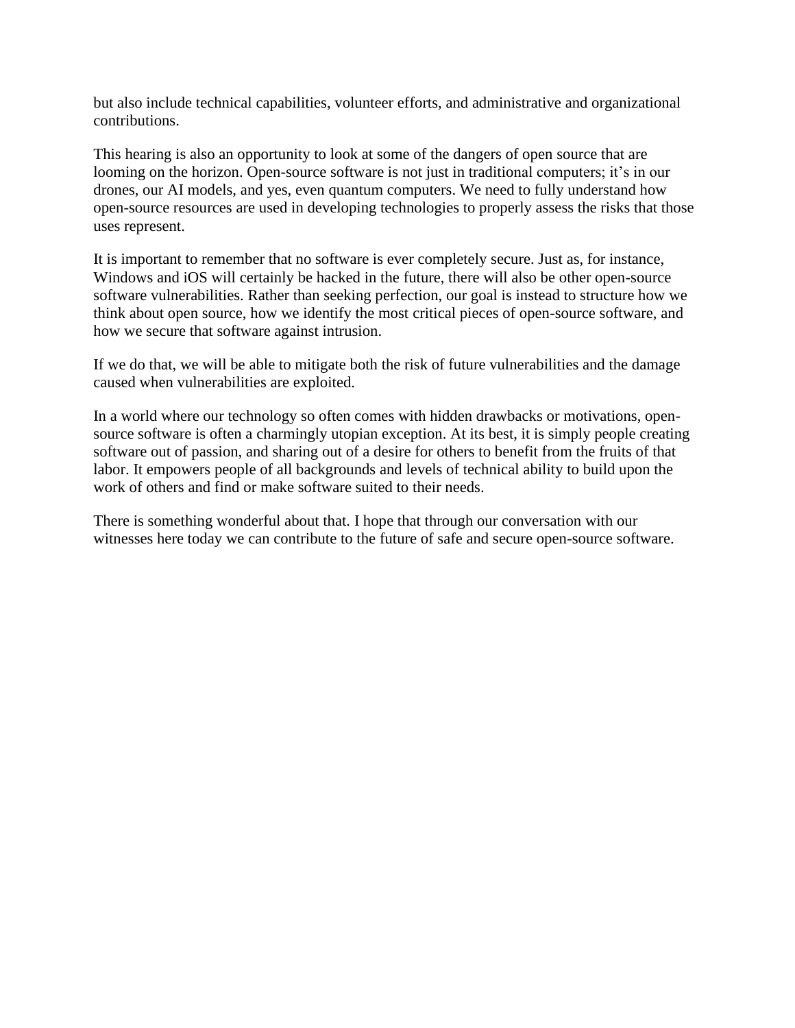but also include technical capabilities, volunteer efforts, and administrative and organizational contributions.

This hearing is also an opportunity to look at some of the dangers of open source that are looming on the horizon. Open-source software is not just in traditional computers; it's in our drones, our AI models, and yes, even quantum computers. We need to fully understand how open-source resources are used in developing technologies to properly assess the risks that those uses represent.

It is important to remember that no software is ever completely secure. Just as, for instance, Windows and iOS will certainly be hacked in the future, there will also be other open-source software vulnerabilities. Rather than seeking perfection, our goal is instead to structure how we think about open source, how we identify the most critical pieces of open-source software, and how we secure that software against intrusion.

If we do that, we will be able to mitigate both the risk of future vulnerabilities and the damage caused when vulnerabilities are exploited.

In a world where our technology so often comes with hidden drawbacks or motivations, open-source software is often a charmingly utopian exception. At its best, it is simply people creating software out of passion, and sharing out of a desire for others to benefit from the fruits of that labor. It empowers people of all backgrounds and levels of technical ability to build upon the work of others and find or make software suited to their needs.

There is something wonderful about that. I hope that through our conversation with our witnesses here today we can contribute to the future of safe and secure open-source software.